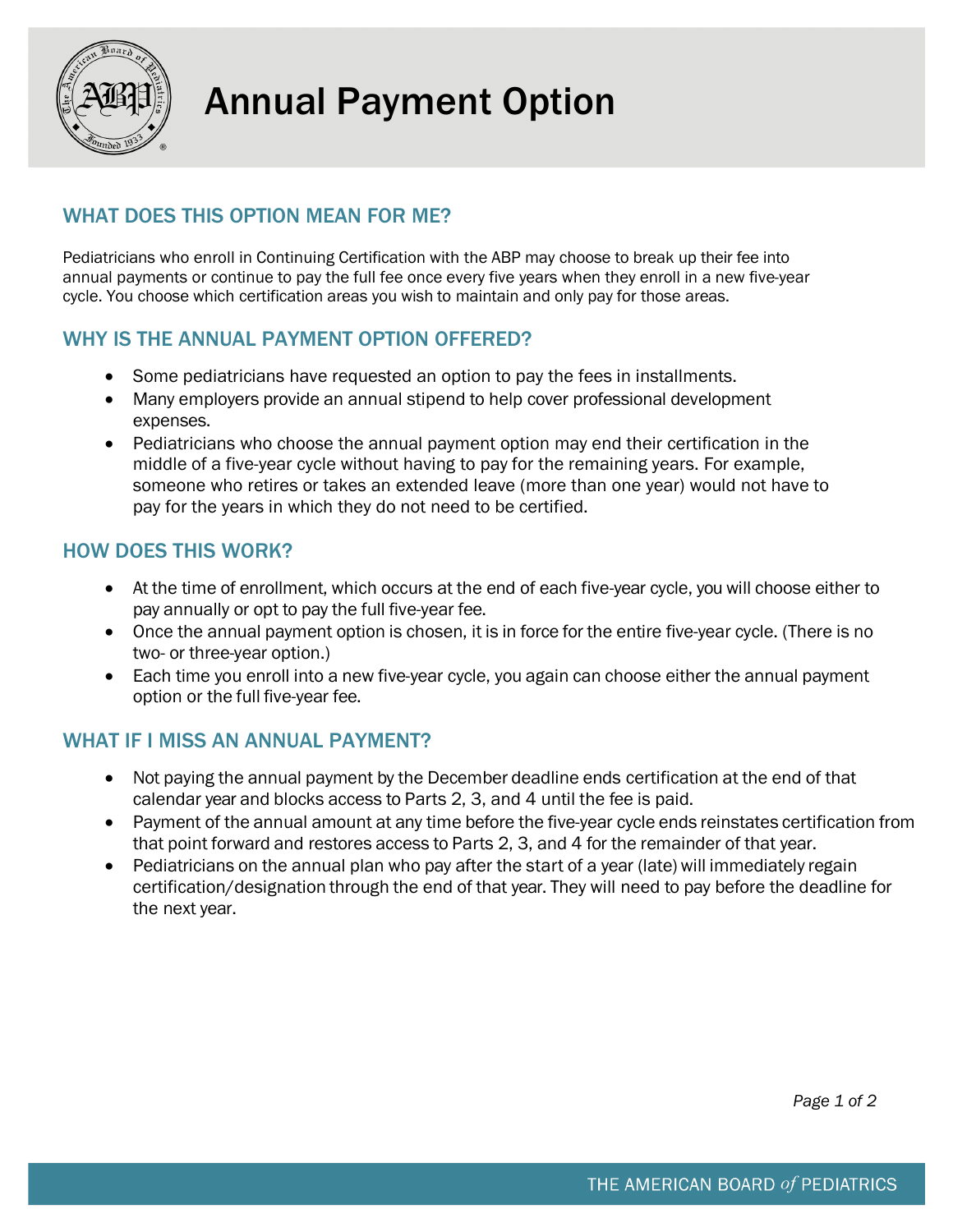# Annual Payment Option

## WHAT DOES THIS OPTION MEAN FOR ME?

Pediatricians who enroll in Continuing Certification with the ABP may choose to break up their fee into annual payments or continue to pay the full fee once every five years when they enroll in a new five-year cycle. You choose which certification areas you wish to maintain and only pay for those areas.

## WHY IS THE ANNUAL PAYMENT OPTION OFFERED?

- Some pediatricians have requested an option to pay the fees in installments.
- Many employers provide an annual stipend to help cover professional development expenses.
- Pediatricians who choose the annual payment option may end their certification in the middle of a five-year cycle without having to pay for the remaining years. For example, someone who retires or takes an extended leave (more than one year) would not have to pay for the years in which they do not need to be certified.

## HOW DOES THIS WORK?

- At the time of enrollment, which occurs at the end of each five-year cycle, you will choose either to pay annually or opt to pay the full five-year fee.
- Once the annual payment option is chosen, it is in force for the entire five-year cycle. (There is no two- or three-year option.)
- Each time you enroll into a new five-year cycle, you again can choose either the annual payment option or the full five-year fee.

## WHAT IF I MISS AN ANNUAL PAYMENT?

- Not paying the annual payment by the December deadline ends certification at the end of that calendar year and blocks access to Parts 2, 3, and 4 until the fee is paid.
- Payment of the annual amount at any time before the five-year cycle ends reinstates certification from that point forward and restores access to Parts 2, 3, and 4 for the remainder of that year.
- Pediatricians on the annual plan who pay after the start of a year (late) will immediately regain certification/designation through the end of that year. They will need to pay before the deadline for the next year.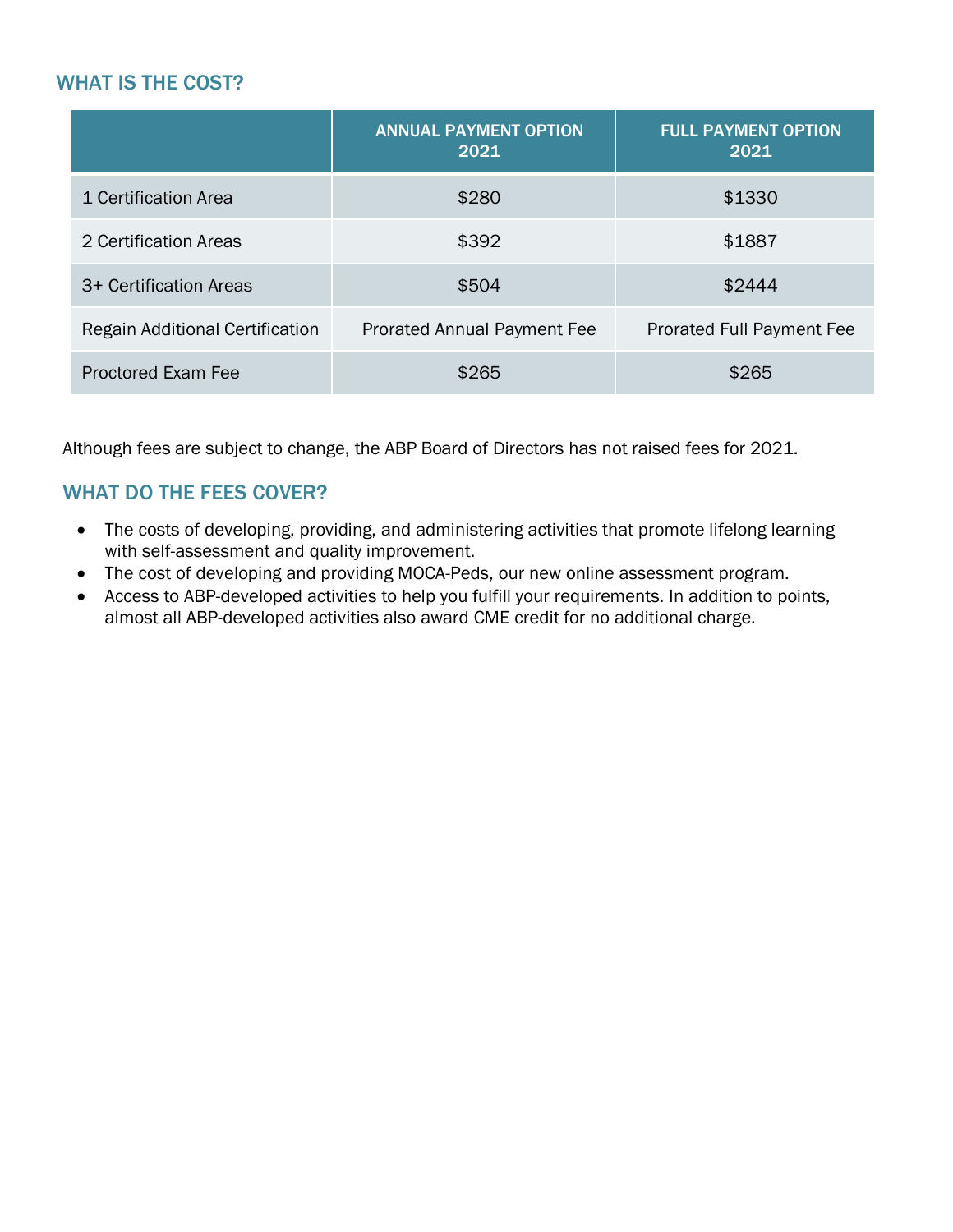## WHAT IS THE COST?

| | ANNUAL PAYMENT OPTION 2021 | FULL PAYMENT OPTION 2021 |
|---|---|---|
| 1 Certification Area | $280 | $1330 |
| 2 Certification Areas | $392 | $1887 |
| 3+ Certification Areas | $504 | $2444 |
| Regain Additional Certification | Prorated Annual Payment Fee | Prorated Full Payment Fee |
| Proctored Exam Fee | $265 | $265 |

Although fees are subject to change, the ABP Board of Directors has not raised fees for 2021.

## WHAT DO THE FEES COVER?

- The costs of developing, providing, and administering activities that promote lifelong learning with self-assessment and quality improvement.
- The cost of developing and providing MOCA-Peds, our new online assessment program.
- Access to ABP-developed activities to help you fulfill your requirements. In addition to points, almost all ABP-developed activities also award CME credit for no additional charge.